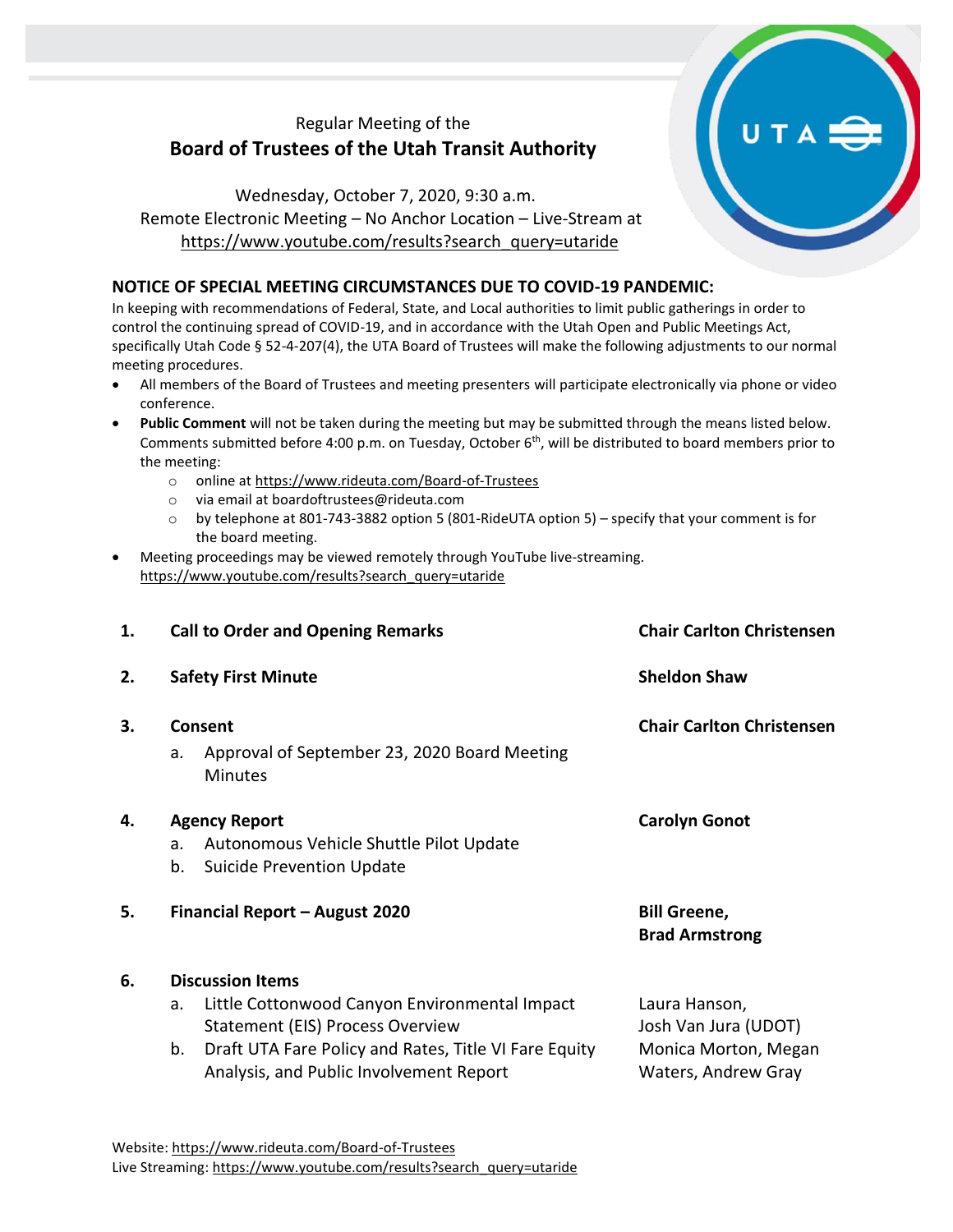Regular Meeting of the

# Board of Trustees of the Utah Transit Authority

Wednesday, October 7, 2020, 9:30 a.m.
Remote Electronic Meeting – No Anchor Location – Live-Stream at
https://www.youtube.com/results?search_query=utaride

## NOTICE OF SPECIAL MEETING CIRCUMSTANCES DUE TO COVID-19 PANDEMIC:

In keeping with recommendations of Federal, State, and Local authorities to limit public gatherings in order to control the continuing spread of COVID-19, and in accordance with the Utah Open and Public Meetings Act, specifically Utah Code § 52-4-207(4), the UTA Board of Trustees will make the following adjustments to our normal meeting procedures.

- All members of the Board of Trustees and meeting presenters will participate electronically via phone or video conference.
- **Public Comment** will not be taken during the meeting but may be submitted through the means listed below. Comments submitted before 4:00 p.m. on Tuesday, October 6th, will be distributed to board members prior to the meeting:
  - online at https://www.rideuta.com/Board-of-Trustees
  - via email at boardoftrustees@rideuta.com
  - by telephone at 801-743-3882 option 5 (801-RideUTA option 5) – specify that your comment is for the board meeting.
- Meeting proceedings may be viewed remotely through YouTube live-streaming. https://www.youtube.com/results?search_query=utaride

| | | |
|---|---|---|
| **1.** | **Call to Order and Opening Remarks** | **Chair Carlton Christensen** |
| **2.** | **Safety First Minute** | **Sheldon Shaw** |
| **3.** | **Consent**<br>a. Approval of September 23, 2020 Board Meeting Minutes | **Chair Carlton Christensen** |
| **4.** | **Agency Report**<br>a. Autonomous Vehicle Shuttle Pilot Update<br>b. Suicide Prevention Update | **Carolyn Gonot** |
| **5.** | **Financial Report – August 2020** | **Bill Greene, Brad Armstrong** |
| **6.** | **Discussion Items**<br>a. Little Cottonwood Canyon Environmental Impact Statement (EIS) Process Overview<br>b. Draft UTA Fare Policy and Rates, Title VI Fare Equity Analysis, and Public Involvement Report | <br>Laura Hanson, Josh Van Jura (UDOT)<br>Monica Morton, Megan Waters, Andrew Gray |

Website: https://www.rideuta.com/Board-of-Trustees
Live Streaming: https://www.youtube.com/results?search_query=utaride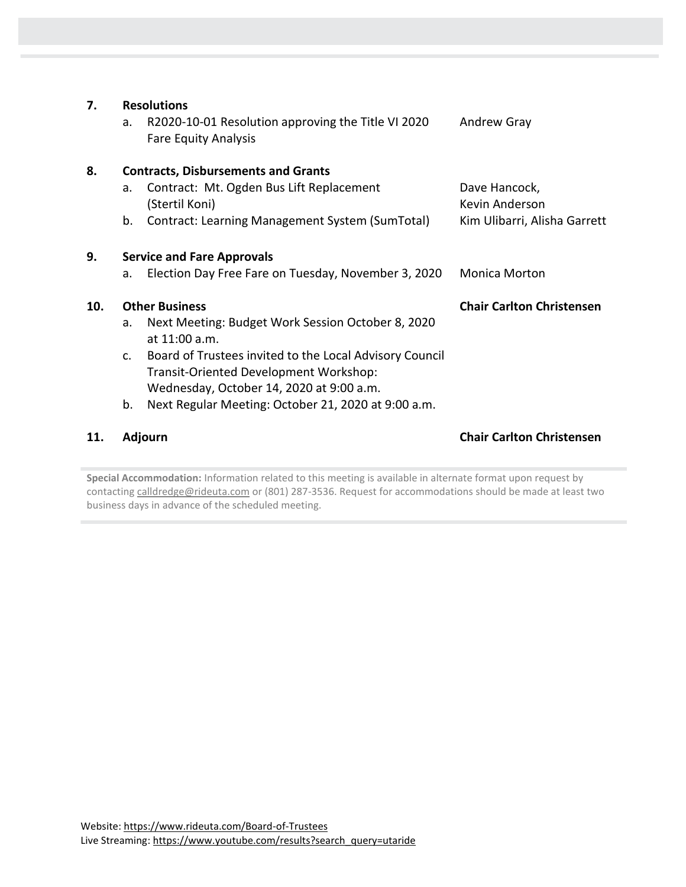**7. Resolutions**

a. R2020-10-01 Resolution approving the Title VI 2020 Fare Equity Analysis — Andrew Gray

**8. Contracts, Disbursements and Grants**

a. Contract: Mt. Ogden Bus Lift Replacement (Stertil Koni) — Dave Hancock, Kevin Anderson

b. Contract: Learning Management System (SumTotal) — Kim Ulibarri, Alisha Garrett

**9. Service and Fare Approvals**

a. Election Day Free Fare on Tuesday, November 3, 2020 — Monica Morton

**10. Other Business** — **Chair Carlton Christensen**

a. Next Meeting: Budget Work Session October 8, 2020 at 11:00 a.m.

c. Board of Trustees invited to the Local Advisory Council Transit-Oriented Development Workshop: Wednesday, October 14, 2020 at 9:00 a.m.

b. Next Regular Meeting: October 21, 2020 at 9:00 a.m.

**11. Adjourn** — **Chair Carlton Christensen**

---

**Special Accommodation:** Information related to this meeting is available in alternate format upon request by contacting calldredge@rideuta.com or (801) 287-3536. Request for accommodations should be made at least two business days in advance of the scheduled meeting.

---

Website: https://www.rideuta.com/Board-of-Trustees
Live Streaming: https://www.youtube.com/results?search_query=utaride